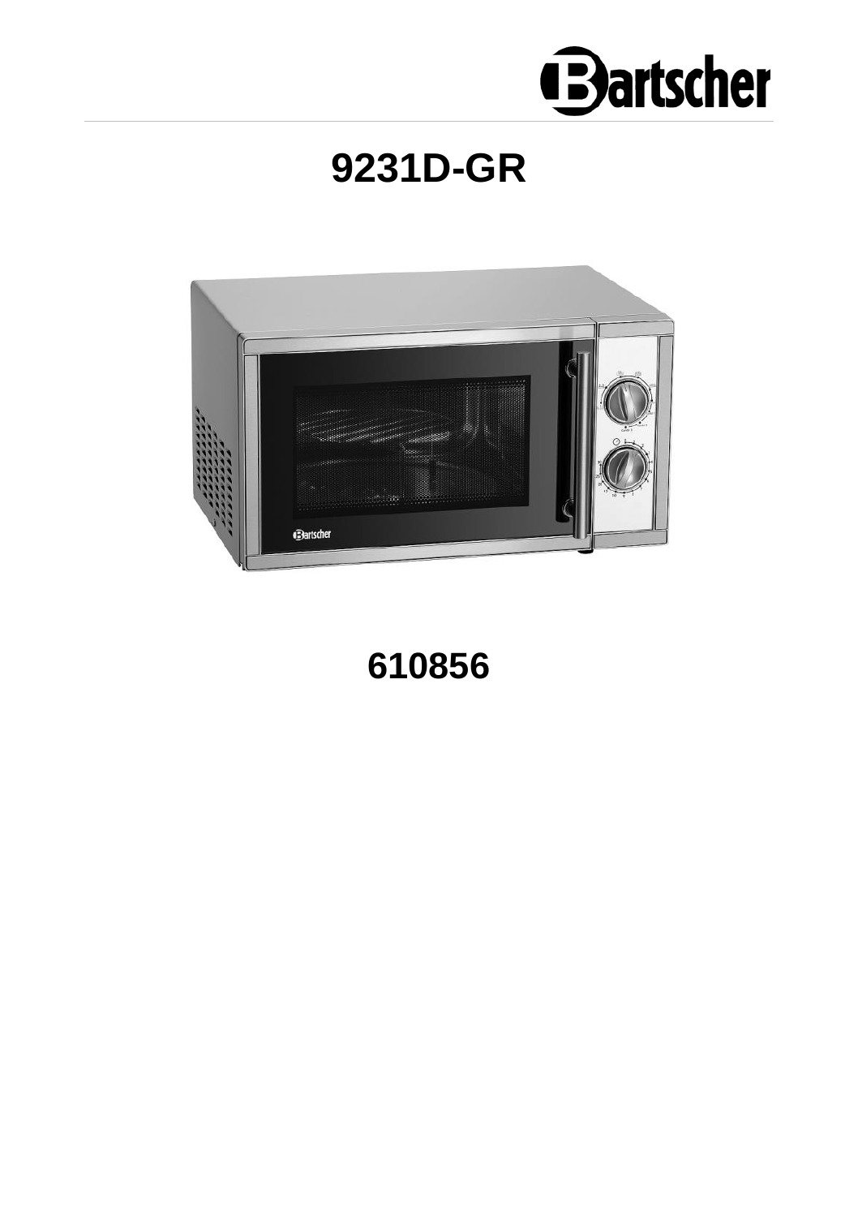Bartscher

# 9231D-GR

610856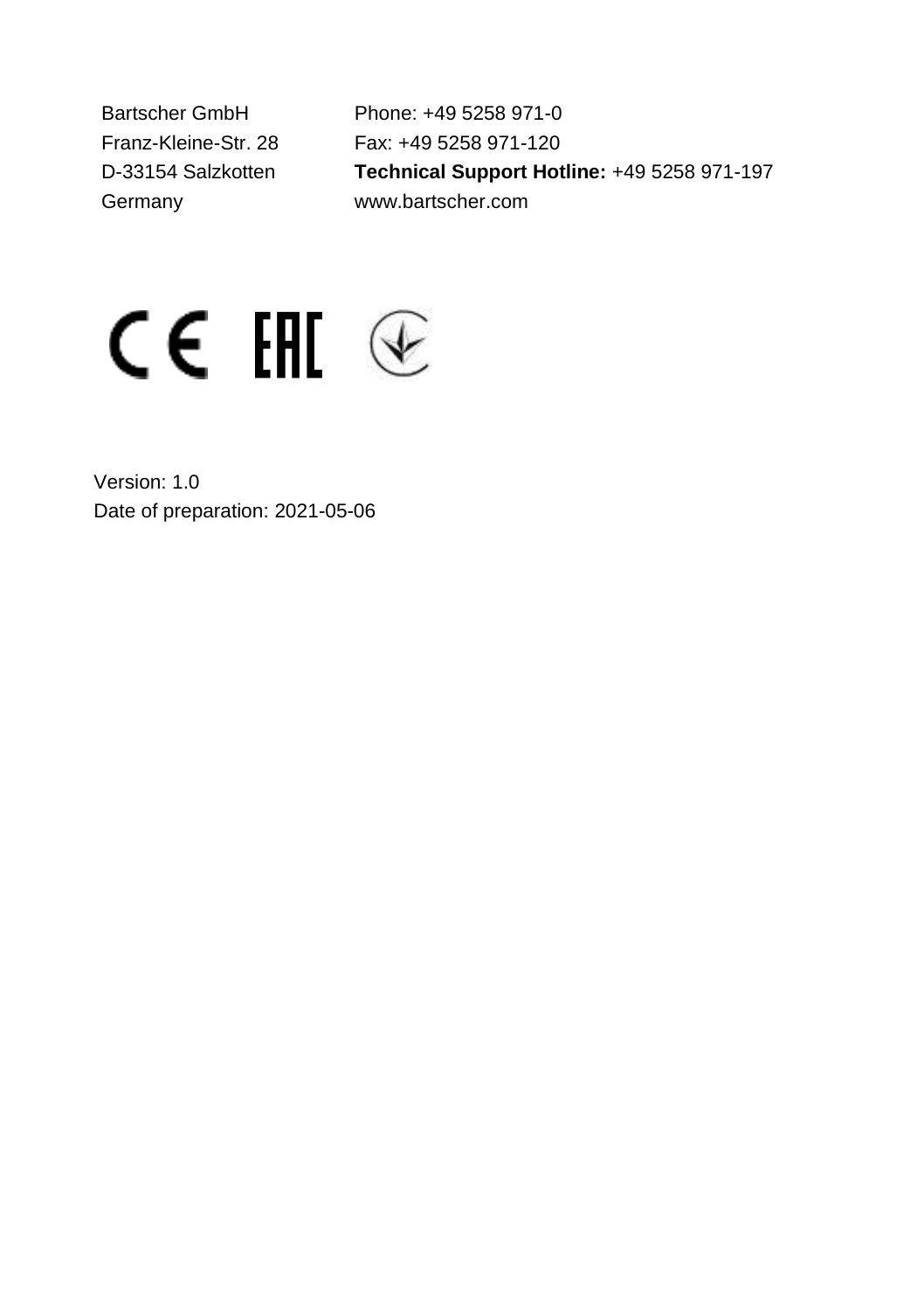Bartscher GmbH
Franz-Kleine-Str. 28
D-33154 Salzkotten
Germany

Phone: +49 5258 971-0
Fax: +49 5258 971-120
**Technical Support Hotline:** +49 5258 971-197
www.bartscher.com

Version: 1.0
Date of preparation: 2021-05-06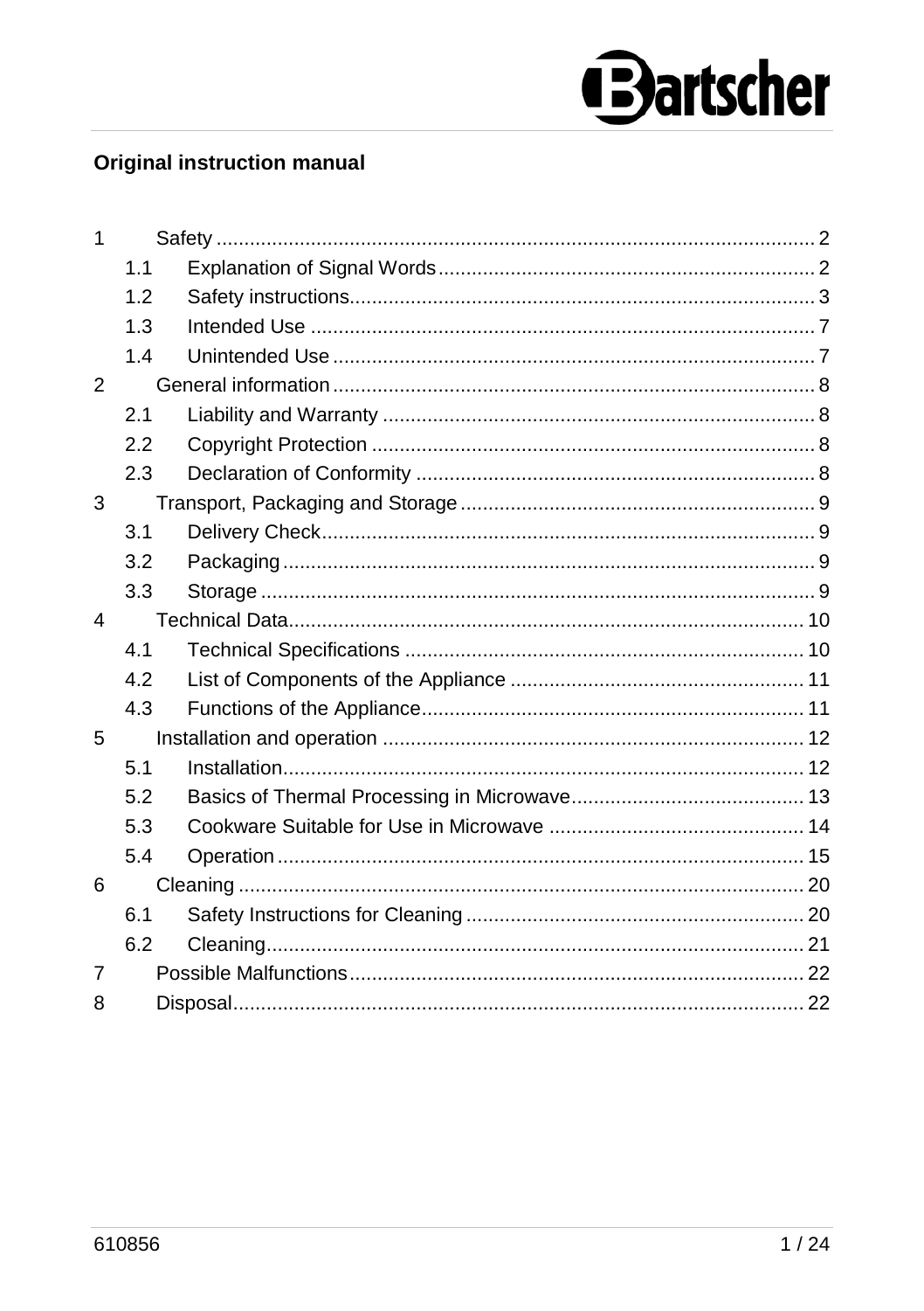## Original instruction manual

1 Safety ........................................................................................................ 2
  1.1 Explanation of Signal Words .................................................................. 2
  1.2 Safety instructions.................................................................................. 3
  1.3 Intended Use .......................................................................................... 7
  1.4 Unintended Use ...................................................................................... 7
2 General information ...................................................................................... 8
  2.1 Liability and Warranty ............................................................................ 8
  2.2 Copyright Protection .............................................................................. 8
  2.3 Declaration of Conformity ...................................................................... 8
3 Transport, Packaging and Storage ............................................................... 9
  3.1 Delivery Check........................................................................................ 9
  3.2 Packaging ............................................................................................... 9
  3.3 Storage ................................................................................................... 9
4 Technical Data............................................................................................. 10
  4.1 Technical Specifications ....................................................................... 10
  4.2 List of Components of the Appliance .................................................... 11
  4.3 Functions of the Appliance.................................................................... 11
5 Installation and operation ........................................................................... 12
  5.1 Installation............................................................................................. 12
  5.2 Basics of Thermal Processing in Microwave......................................... 13
  5.3 Cookware Suitable for Use in Microwave ............................................. 14
  5.4 Operation .............................................................................................. 15
6 Cleaning ..................................................................................................... 20
  6.1 Safety Instructions for Cleaning ............................................................ 20
  6.2 Cleaning................................................................................................ 21
7 Possible Malfunctions ................................................................................. 22
8 Disposal...................................................................................................... 22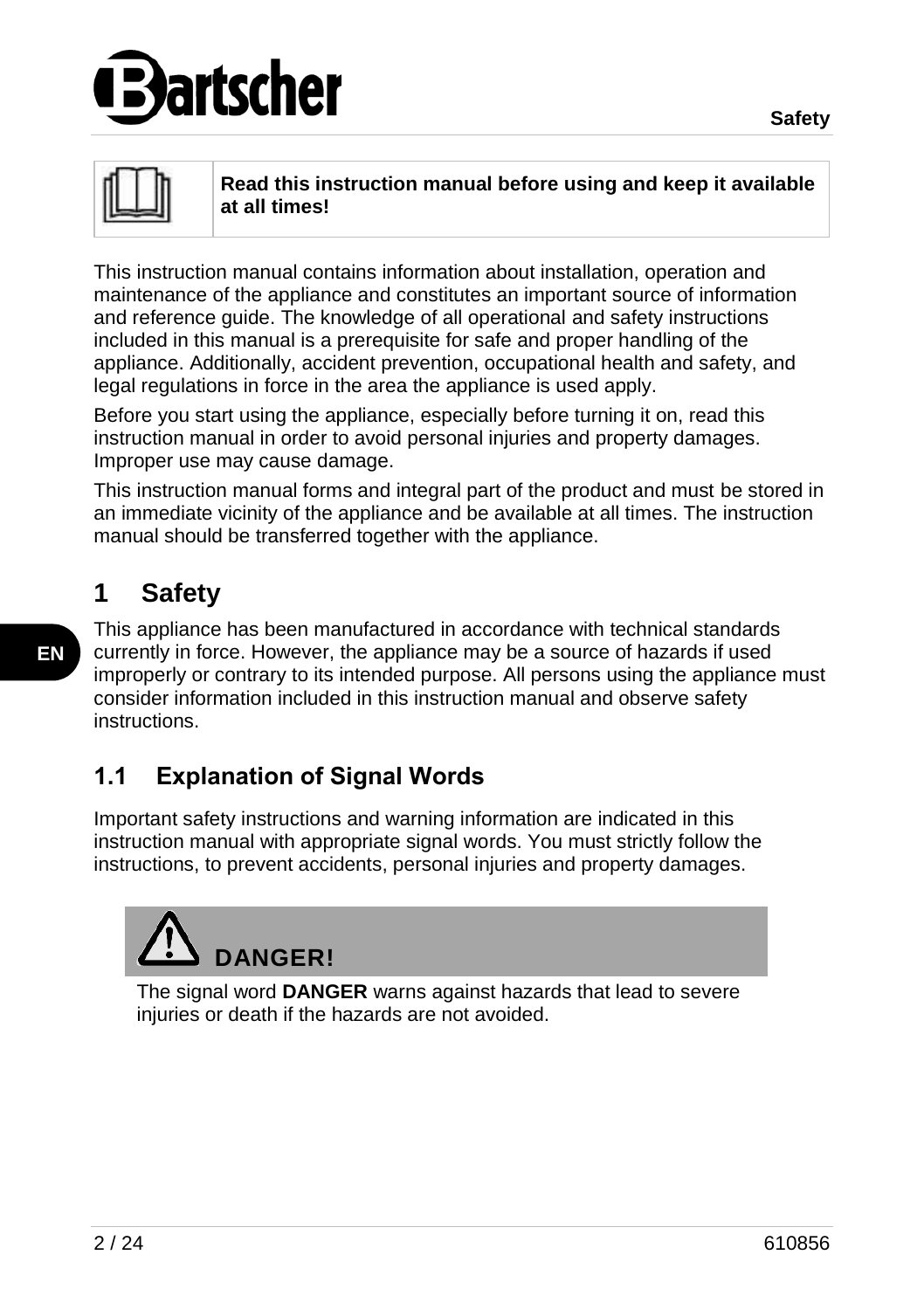**Read this instruction manual before using and keep it available at all times!**

This instruction manual contains information about installation, operation and maintenance of the appliance and constitutes an important source of information and reference guide. The knowledge of all operational and safety instructions included in this manual is a prerequisite for safe and proper handling of the appliance. Additionally, accident prevention, occupational health and safety, and legal regulations in force in the area the appliance is used apply.

Before you start using the appliance, especially before turning it on, read this instruction manual in order to avoid personal injuries and property damages. Improper use may cause damage.

This instruction manual forms and integral part of the product and must be stored in an immediate vicinity of the appliance and be available at all times. The instruction manual should be transferred together with the appliance.

# 1 Safety

This appliance has been manufactured in accordance with technical standards currently in force. However, the appliance may be a source of hazards if used improperly or contrary to its intended purpose. All persons using the appliance must consider information included in this instruction manual and observe safety instructions.

## 1.1 Explanation of Signal Words

Important safety instructions and warning information are indicated in this instruction manual with appropriate signal words. You must strictly follow the instructions, to prevent accidents, personal injuries and property damages.

**DANGER!**

The signal word **DANGER** warns against hazards that lead to severe injuries or death if the hazards are not avoided.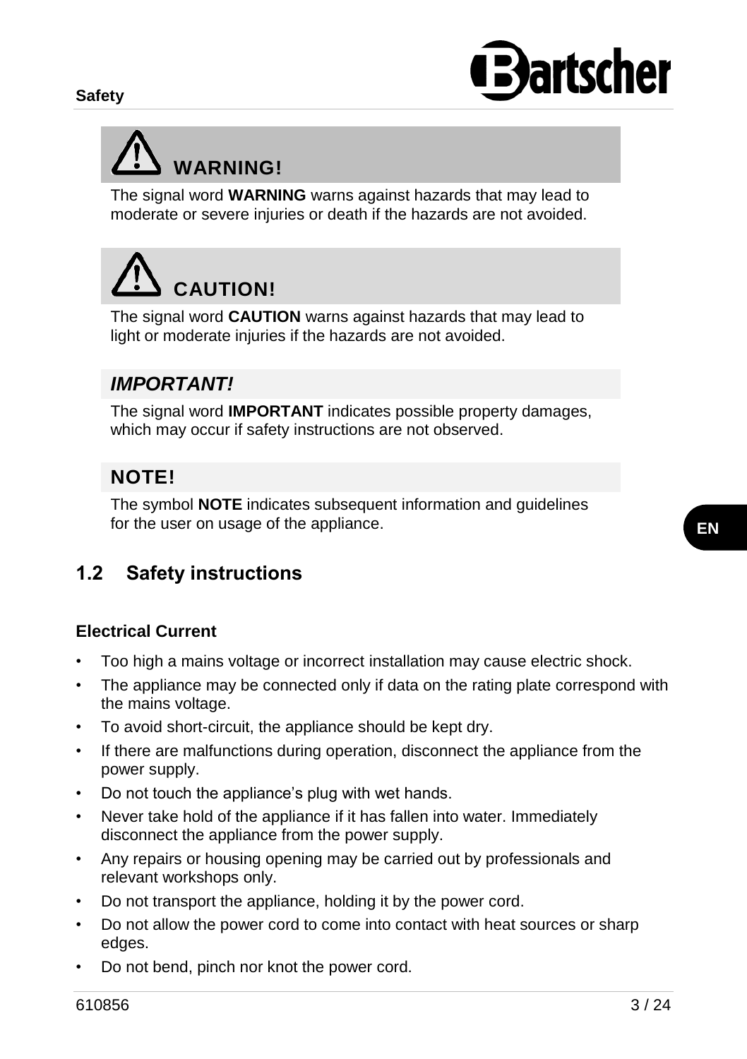**WARNING!**

The signal word **WARNING** warns against hazards that may lead to moderate or severe injuries or death if the hazards are not avoided.

**CAUTION!**

The signal word **CAUTION** warns against hazards that may lead to light or moderate injuries if the hazards are not avoided.

***IMPORTANT!***

The signal word **IMPORTANT** indicates possible property damages, which may occur if safety instructions are not observed.

**NOTE!**

The symbol **NOTE** indicates subsequent information and guidelines for the user on usage of the appliance.

## 1.2 Safety instructions

### Electrical Current

- Too high a mains voltage or incorrect installation may cause electric shock.
- The appliance may be connected only if data on the rating plate correspond with the mains voltage.
- To avoid short-circuit, the appliance should be kept dry.
- If there are malfunctions during operation, disconnect the appliance from the power supply.
- Do not touch the appliance’s plug with wet hands.
- Never take hold of the appliance if it has fallen into water. Immediately disconnect the appliance from the power supply.
- Any repairs or housing opening may be carried out by professionals and relevant workshops only.
- Do not transport the appliance, holding it by the power cord.
- Do not allow the power cord to come into contact with heat sources or sharp edges.
- Do not bend, pinch nor knot the power cord.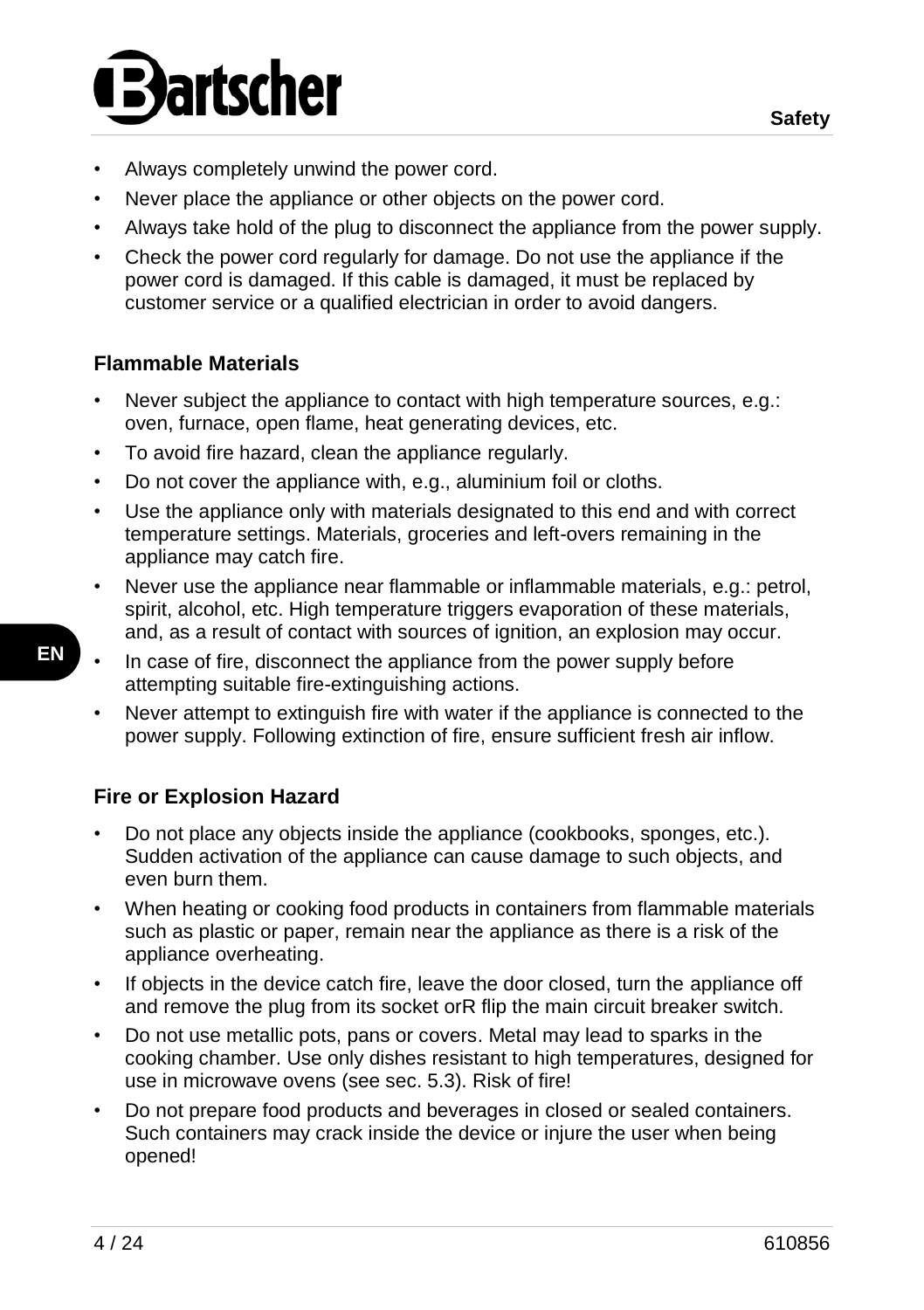- Always completely unwind the power cord.
- Never place the appliance or other objects on the power cord.
- Always take hold of the plug to disconnect the appliance from the power supply.
- Check the power cord regularly for damage. Do not use the appliance if the power cord is damaged. If this cable is damaged, it must be replaced by customer service or a qualified electrician in order to avoid dangers.

### Flammable Materials

- Never subject the appliance to contact with high temperature sources, e.g.: oven, furnace, open flame, heat generating devices, etc.
- To avoid fire hazard, clean the appliance regularly.
- Do not cover the appliance with, e.g., aluminium foil or cloths.
- Use the appliance only with materials designated to this end and with correct temperature settings. Materials, groceries and left-overs remaining in the appliance may catch fire.
- Never use the appliance near flammable or inflammable materials, e.g.: petrol, spirit, alcohol, etc. High temperature triggers evaporation of these materials, and, as a result of contact with sources of ignition, an explosion may occur.
- In case of fire, disconnect the appliance from the power supply before attempting suitable fire-extinguishing actions.
- Never attempt to extinguish fire with water if the appliance is connected to the power supply. Following extinction of fire, ensure sufficient fresh air inflow.

### Fire or Explosion Hazard

- Do not place any objects inside the appliance (cookbooks, sponges, etc.). Sudden activation of the appliance can cause damage to such objects, and even burn them.
- When heating or cooking food products in containers from flammable materials such as plastic or paper, remain near the appliance as there is a risk of the appliance overheating.
- If objects in the device catch fire, leave the door closed, turn the appliance off and remove the plug from its socket orR flip the main circuit breaker switch.
- Do not use metallic pots, pans or covers. Metal may lead to sparks in the cooking chamber. Use only dishes resistant to high temperatures, designed for use in microwave ovens (see sec. 5.3). Risk of fire!
- Do not prepare food products and beverages in closed or sealed containers. Such containers may crack inside the device or injure the user when being opened!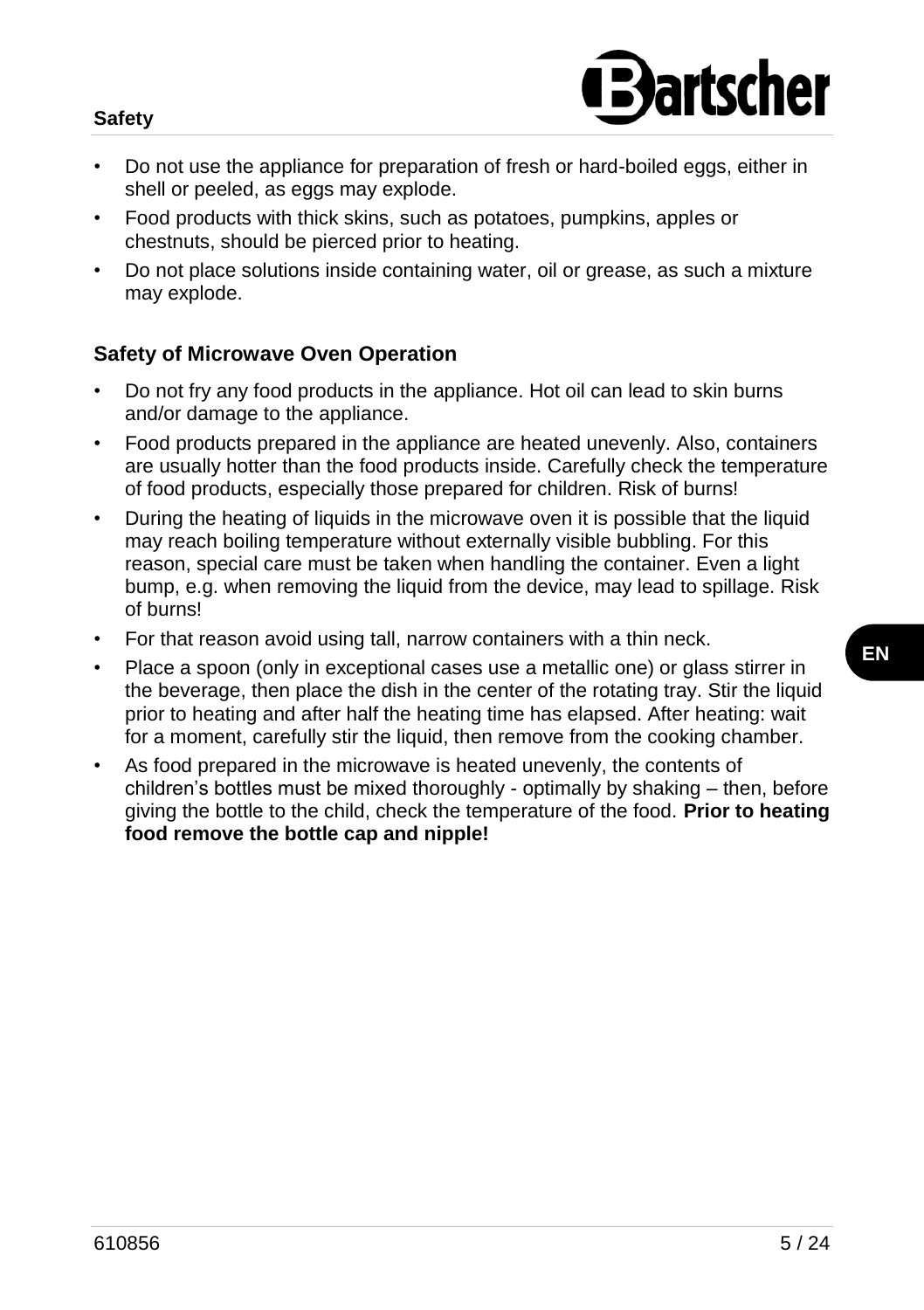- Do not use the appliance for preparation of fresh or hard-boiled eggs, either in shell or peeled, as eggs may explode.
- Food products with thick skins, such as potatoes, pumpkins, apples or chestnuts, should be pierced prior to heating.
- Do not place solutions inside containing water, oil or grease, as such a mixture may explode.

### Safety of Microwave Oven Operation

- Do not fry any food products in the appliance. Hot oil can lead to skin burns and/or damage to the appliance.
- Food products prepared in the appliance are heated unevenly. Also, containers are usually hotter than the food products inside. Carefully check the temperature of food products, especially those prepared for children. Risk of burns!
- During the heating of liquids in the microwave oven it is possible that the liquid may reach boiling temperature without externally visible bubbling. For this reason, special care must be taken when handling the container. Even a light bump, e.g. when removing the liquid from the device, may lead to spillage. Risk of burns!
- For that reason avoid using tall, narrow containers with a thin neck.
- Place a spoon (only in exceptional cases use a metallic one) or glass stirrer in the beverage, then place the dish in the center of the rotating tray. Stir the liquid prior to heating and after half the heating time has elapsed. After heating: wait for a moment, carefully stir the liquid, then remove from the cooking chamber.
- As food prepared in the microwave is heated unevenly, the contents of children's bottles must be mixed thoroughly - optimally by shaking – then, before giving the bottle to the child, check the temperature of the food. **Prior to heating food remove the bottle cap and nipple!**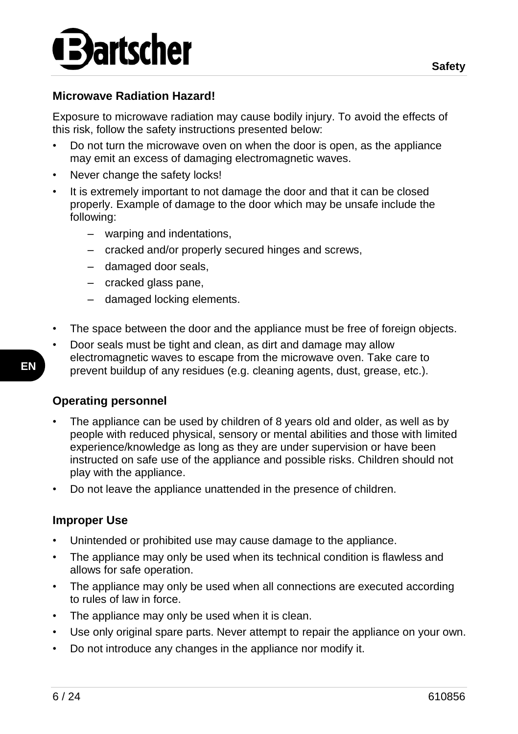## Microwave Radiation Hazard!

Exposure to microwave radiation may cause bodily injury. To avoid the effects of this risk, follow the safety instructions presented below:

- Do not turn the microwave oven on when the door is open, as the appliance may emit an excess of damaging electromagnetic waves.
- Never change the safety locks!
- It is extremely important to not damage the door and that it can be closed properly. Example of damage to the door which may be unsafe include the following:
  - warping and indentations,
  - cracked and/or properly secured hinges and screws,
  - damaged door seals,
  - cracked glass pane,
  - damaged locking elements.
- The space between the door and the appliance must be free of foreign objects.
- Door seals must be tight and clean, as dirt and damage may allow electromagnetic waves to escape from the microwave oven. Take care to prevent buildup of any residues (e.g. cleaning agents, dust, grease, etc.).

## Operating personnel

- The appliance can be used by children of 8 years old and older, as well as by people with reduced physical, sensory or mental abilities and those with limited experience/knowledge as long as they are under supervision or have been instructed on safe use of the appliance and possible risks. Children should not play with the appliance.
- Do not leave the appliance unattended in the presence of children.

## Improper Use

- Unintended or prohibited use may cause damage to the appliance.
- The appliance may only be used when its technical condition is flawless and allows for safe operation.
- The appliance may only be used when all connections are executed according to rules of law in force.
- The appliance may only be used when it is clean.
- Use only original spare parts. Never attempt to repair the appliance on your own.
- Do not introduce any changes in the appliance nor modify it.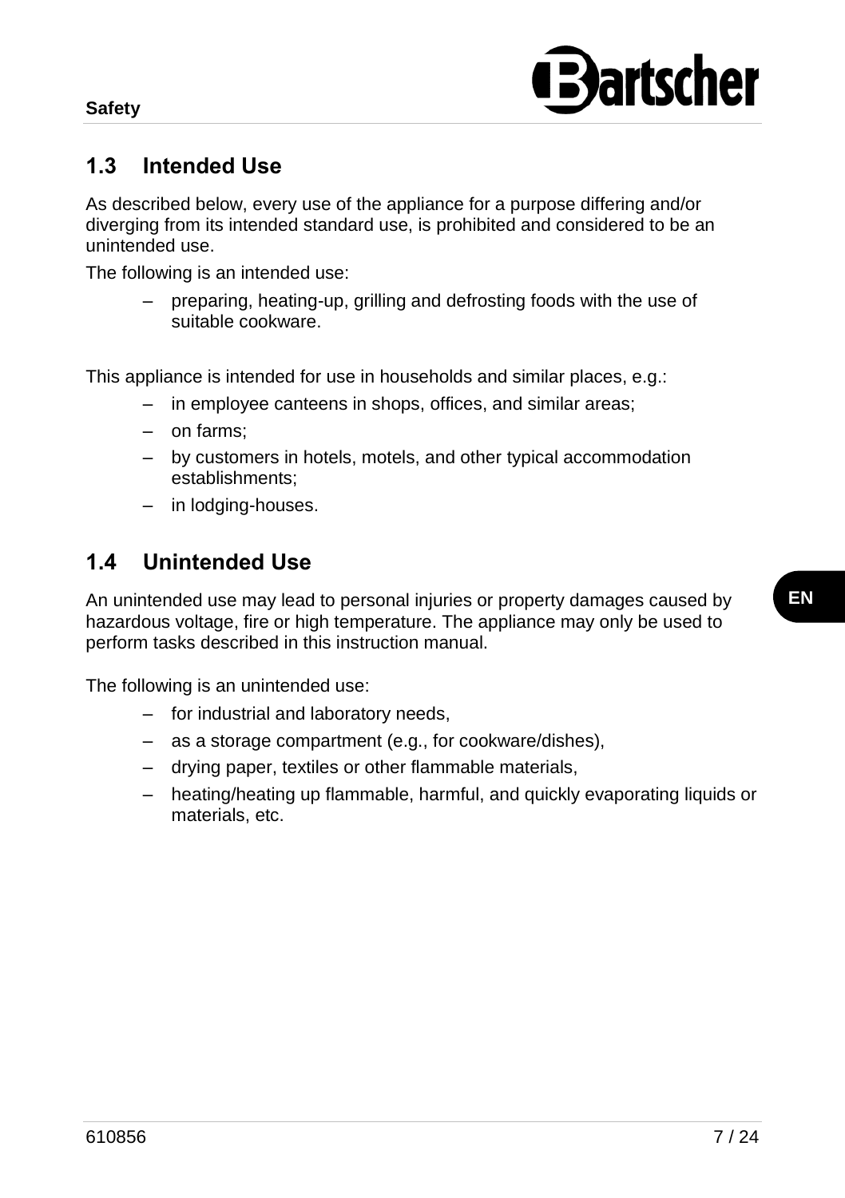## 1.3 Intended Use

As described below, every use of the appliance for a purpose differing and/or diverging from its intended standard use, is prohibited and considered to be an unintended use.

The following is an intended use:

- preparing, heating-up, grilling and defrosting foods with the use of suitable cookware.

This appliance is intended for use in households and similar places, e.g.:

- in employee canteens in shops, offices, and similar areas;
- on farms;
- by customers in hotels, motels, and other typical accommodation establishments;
- in lodging-houses.

## 1.4 Unintended Use

An unintended use may lead to personal injuries or property damages caused by hazardous voltage, fire or high temperature. The appliance may only be used to perform tasks described in this instruction manual.

The following is an unintended use:

- for industrial and laboratory needs,
- as a storage compartment (e.g., for cookware/dishes),
- drying paper, textiles or other flammable materials,
- heating/heating up flammable, harmful, and quickly evaporating liquids or materials, etc.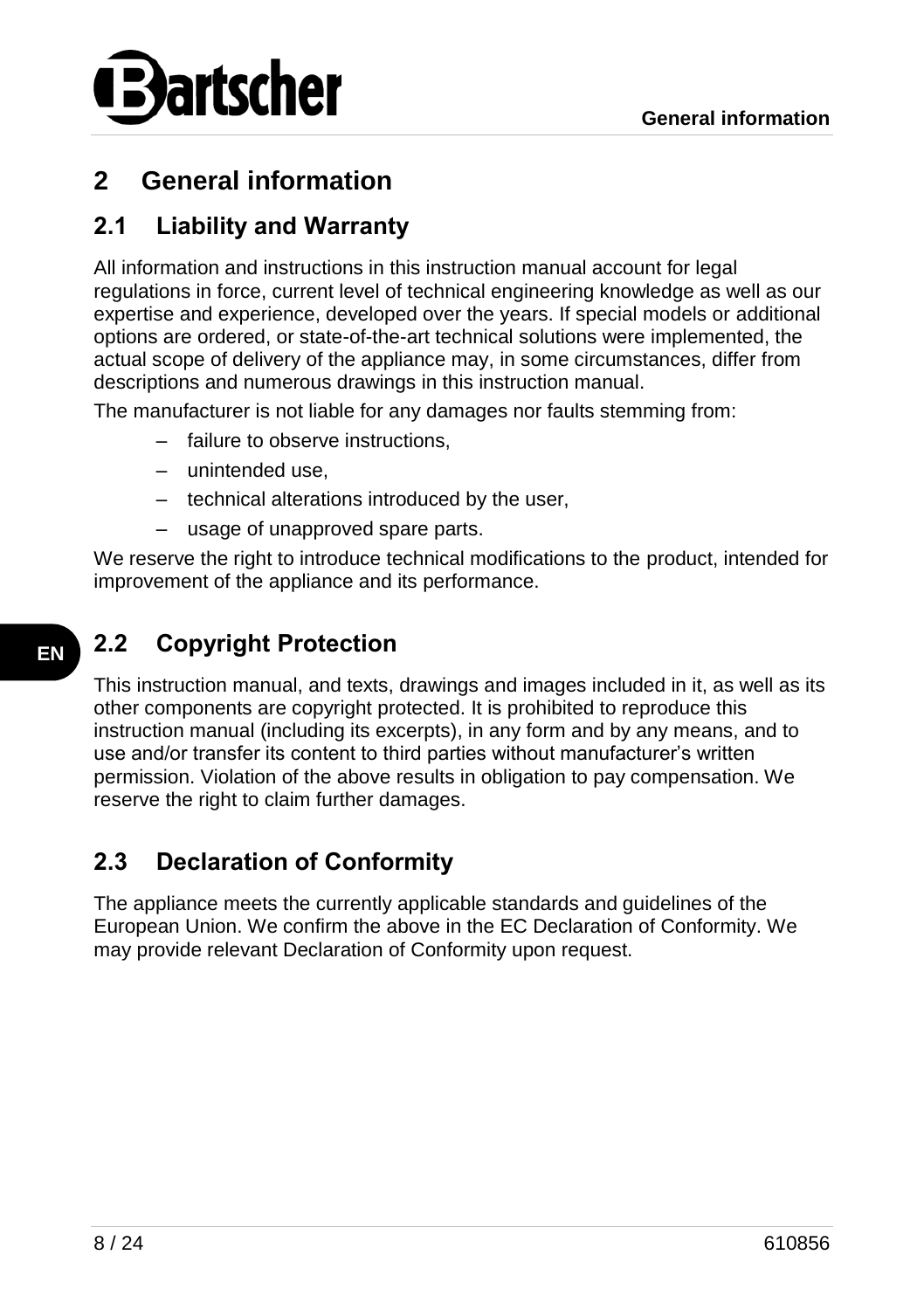# 2 General information

## 2.1 Liability and Warranty

All information and instructions in this instruction manual account for legal regulations in force, current level of technical engineering knowledge as well as our expertise and experience, developed over the years. If special models or additional options are ordered, or state-of-the-art technical solutions were implemented, the actual scope of delivery of the appliance may, in some circumstances, differ from descriptions and numerous drawings in this instruction manual.

The manufacturer is not liable for any damages nor faults stemming from:

- failure to observe instructions,
- unintended use,
- technical alterations introduced by the user,
- usage of unapproved spare parts.

We reserve the right to introduce technical modifications to the product, intended for improvement of the appliance and its performance.

## 2.2 Copyright Protection

This instruction manual, and texts, drawings and images included in it, as well as its other components are copyright protected. It is prohibited to reproduce this instruction manual (including its excerpts), in any form and by any means, and to use and/or transfer its content to third parties without manufacturer's written permission. Violation of the above results in obligation to pay compensation. We reserve the right to claim further damages.

## 2.3 Declaration of Conformity

The appliance meets the currently applicable standards and guidelines of the European Union. We confirm the above in the EC Declaration of Conformity. We may provide relevant Declaration of Conformity upon request.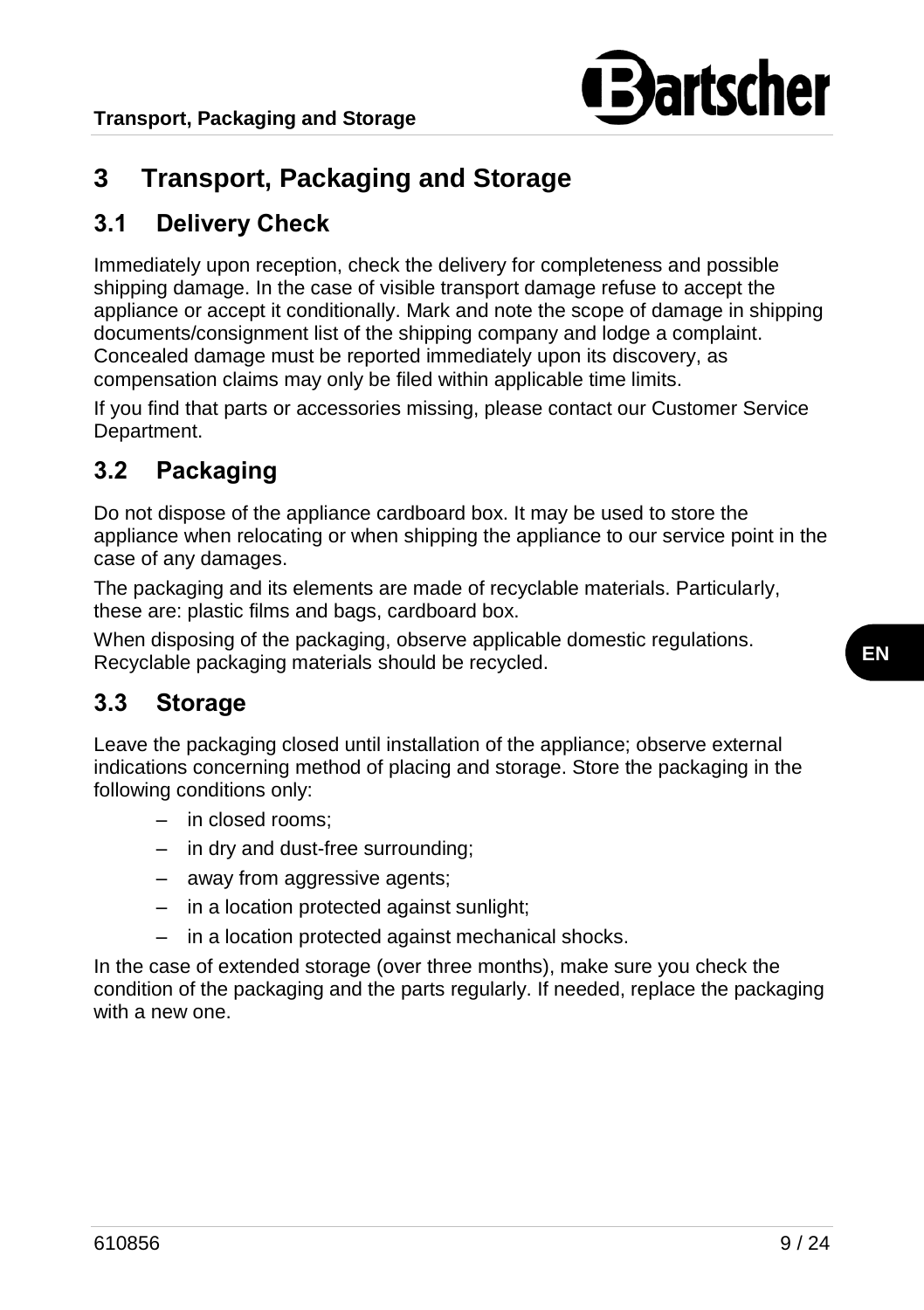# 3 Transport, Packaging and Storage

## 3.1 Delivery Check

Immediately upon reception, check the delivery for completeness and possible shipping damage. In the case of visible transport damage refuse to accept the appliance or accept it conditionally. Mark and note the scope of damage in shipping documents/consignment list of the shipping company and lodge a complaint. Concealed damage must be reported immediately upon its discovery, as compensation claims may only be filed within applicable time limits.

If you find that parts or accessories missing, please contact our Customer Service Department.

## 3.2 Packaging

Do not dispose of the appliance cardboard box. It may be used to store the appliance when relocating or when shipping the appliance to our service point in the case of any damages.

The packaging and its elements are made of recyclable materials. Particularly, these are: plastic films and bags, cardboard box.

When disposing of the packaging, observe applicable domestic regulations. Recyclable packaging materials should be recycled.

## 3.3 Storage

Leave the packaging closed until installation of the appliance; observe external indications concerning method of placing and storage. Store the packaging in the following conditions only:

- in closed rooms;
- in dry and dust-free surrounding;
- away from aggressive agents;
- in a location protected against sunlight;
- in a location protected against mechanical shocks.

In the case of extended storage (over three months), make sure you check the condition of the packaging and the parts regularly. If needed, replace the packaging with a new one.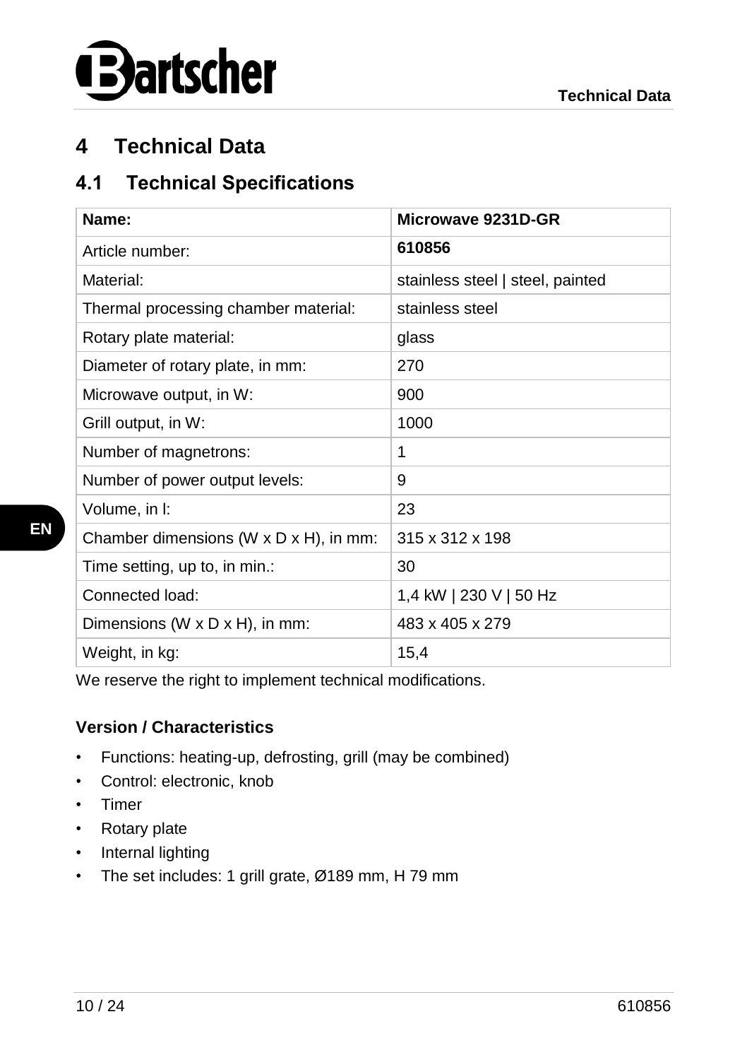# 4 Technical Data

## 4.1 Technical Specifications

| **Name:** | **Microwave 9231D-GR** |
|---|---|
| Article number: | **610856** |
| Material: | stainless steel \| steel, painted |
| Thermal processing chamber material: | stainless steel |
| Rotary plate material: | glass |
| Diameter of rotary plate, in mm: | 270 |
| Microwave output, in W: | 900 |
| Grill output, in W: | 1000 |
| Number of magnetrons: | 1 |
| Number of power output levels: | 9 |
| Volume, in l: | 23 |
| Chamber dimensions (W x D x H), in mm: | 315 x 312 x 198 |
| Time setting, up to, in min.: | 30 |
| Connected load: | 1,4 kW \| 230 V \| 50 Hz |
| Dimensions (W x D x H), in mm: | 483 x 405 x 279 |
| Weight, in kg: | 15,4 |

We reserve the right to implement technical modifications.

**Version / Characteristics**

- Functions: heating-up, defrosting, grill (may be combined)
- Control: electronic, knob
- Timer
- Rotary plate
- Internal lighting
- The set includes: 1 grill grate, Ø189 mm, H 79 mm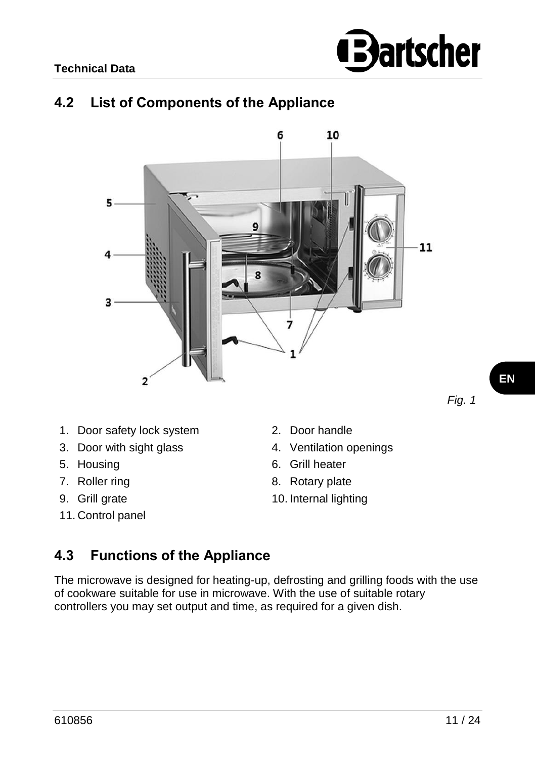## 4.2 List of Components of the Appliance

*Fig. 1*

1. Door safety lock system
2. Door handle
3. Door with sight glass
4. Ventilation openings
5. Housing
6. Grill heater
7. Roller ring
8. Rotary plate
9. Grill grate
10. Internal lighting
11. Control panel

## 4.3 Functions of the Appliance

The microwave is designed for heating-up, defrosting and grilling foods with the use of cookware suitable for use in microwave. With the use of suitable rotary controllers you may set output and time, as required for a given dish.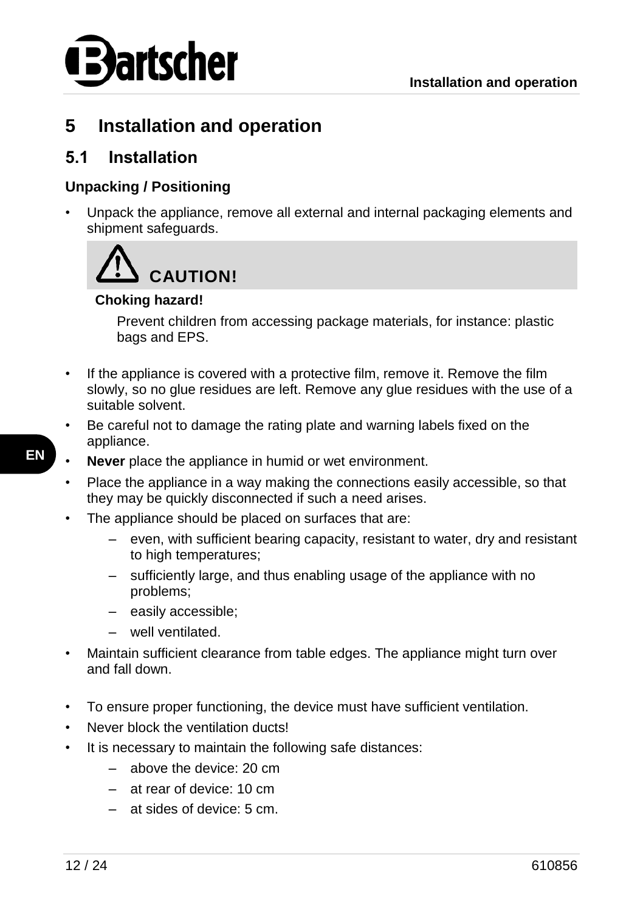# 5 Installation and operation

## 5.1 Installation

### Unpacking / Positioning

- Unpack the appliance, remove all external and internal packaging elements and shipment safeguards.

> **CAUTION!**
>
> **Choking hazard!**
>
> Prevent children from accessing package materials, for instance: plastic bags and EPS.

- If the appliance is covered with a protective film, remove it. Remove the film slowly, so no glue residues are left. Remove any glue residues with the use of a suitable solvent.
- Be careful not to damage the rating plate and warning labels fixed on the appliance.
- **Never** place the appliance in humid or wet environment.
- Place the appliance in a way making the connections easily accessible, so that they may be quickly disconnected if such a need arises.
- The appliance should be placed on surfaces that are:
  - even, with sufficient bearing capacity, resistant to water, dry and resistant to high temperatures;
  - sufficiently large, and thus enabling usage of the appliance with no problems;
  - easily accessible;
  - well ventilated.
- Maintain sufficient clearance from table edges. The appliance might turn over and fall down.

- To ensure proper functioning, the device must have sufficient ventilation.
- Never block the ventilation ducts!
- It is necessary to maintain the following safe distances:
  - above the device: 20 cm
  - at rear of device: 10 cm
  - at sides of device: 5 cm.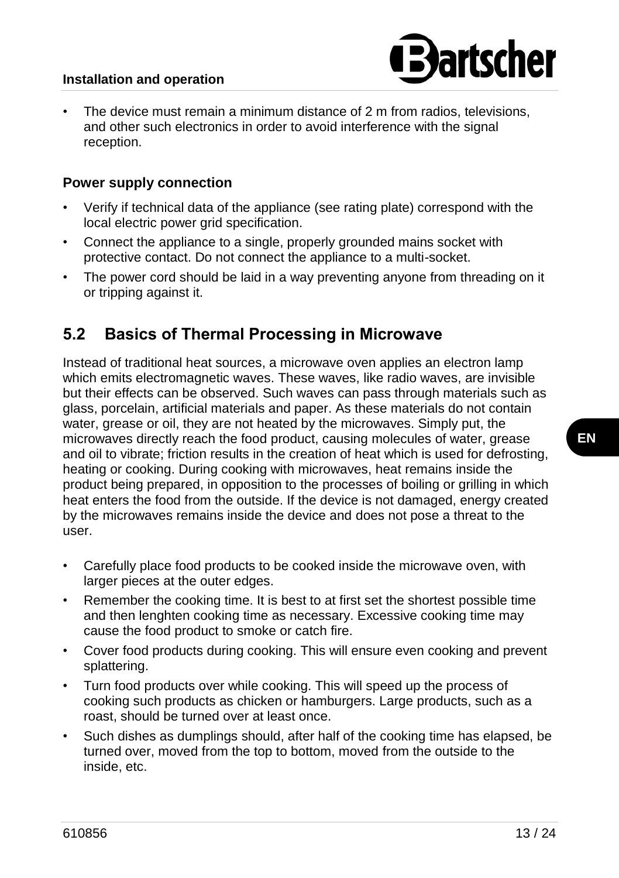- The device must remain a minimum distance of 2 m from radios, televisions, and other such electronics in order to avoid interference with the signal reception.

### Power supply connection

- Verify if technical data of the appliance (see rating plate) correspond with the local electric power grid specification.
- Connect the appliance to a single, properly grounded mains socket with protective contact. Do not connect the appliance to a multi-socket.
- The power cord should be laid in a way preventing anyone from threading on it or tripping against it.

## 5.2 Basics of Thermal Processing in Microwave

Instead of traditional heat sources, a microwave oven applies an electron lamp which emits electromagnetic waves. These waves, like radio waves, are invisible but their effects can be observed. Such waves can pass through materials such as glass, porcelain, artificial materials and paper. As these materials do not contain water, grease or oil, they are not heated by the microwaves. Simply put, the microwaves directly reach the food product, causing molecules of water, grease and oil to vibrate; friction results in the creation of heat which is used for defrosting, heating or cooking. During cooking with microwaves, heat remains inside the product being prepared, in opposition to the processes of boiling or grilling in which heat enters the food from the outside. If the device is not damaged, energy created by the microwaves remains inside the device and does not pose a threat to the user.

- Carefully place food products to be cooked inside the microwave oven, with larger pieces at the outer edges.
- Remember the cooking time. It is best to at first set the shortest possible time and then lenghten cooking time as necessary. Excessive cooking time may cause the food product to smoke or catch fire.
- Cover food products during cooking. This will ensure even cooking and prevent splattering.
- Turn food products over while cooking. This will speed up the process of cooking such products as chicken or hamburgers. Large products, such as a roast, should be turned over at least once.
- Such dishes as dumplings should, after half of the cooking time has elapsed, be turned over, moved from the top to bottom, moved from the outside to the inside, etc.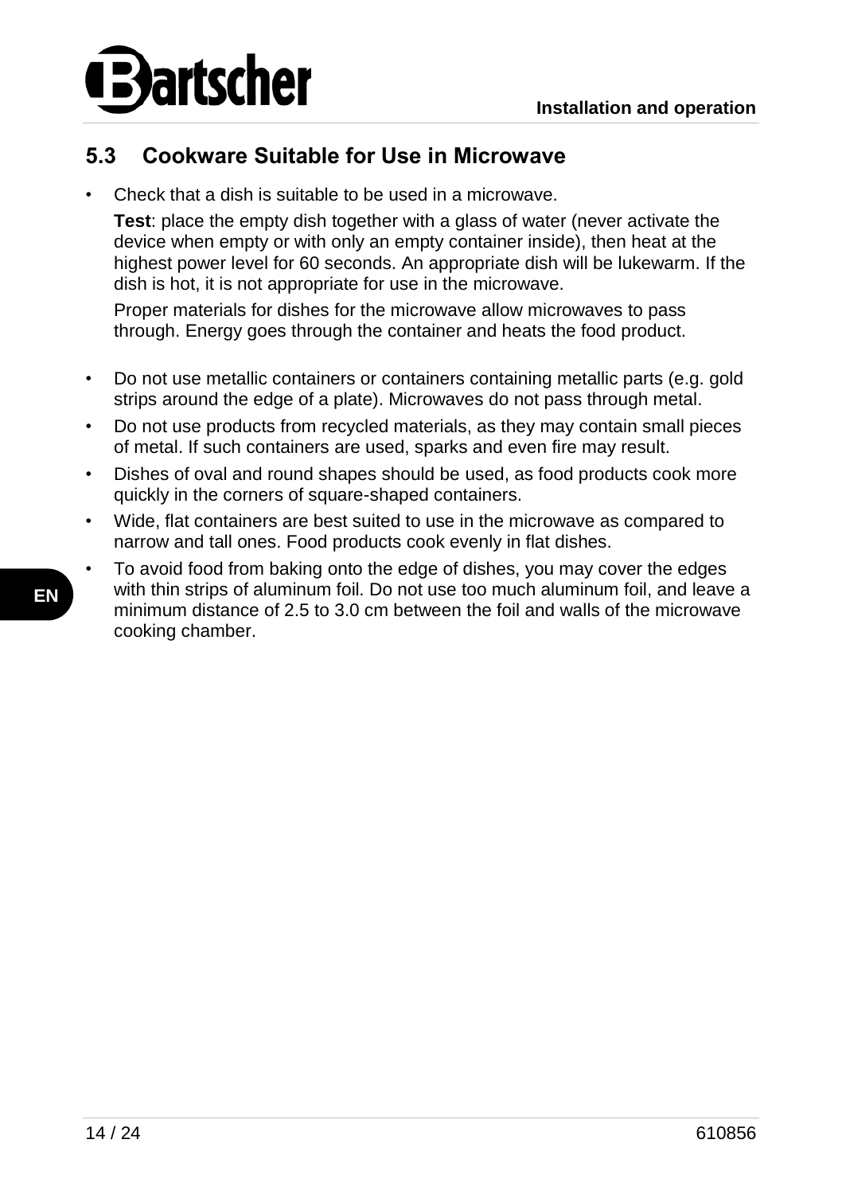## 5.3 Cookware Suitable for Use in Microwave

- Check that a dish is suitable to be used in a microwave.

  **Test**: place the empty dish together with a glass of water (never activate the device when empty or with only an empty container inside), then heat at the highest power level for 60 seconds. An appropriate dish will be lukewarm. If the dish is hot, it is not appropriate for use in the microwave.

  Proper materials for dishes for the microwave allow microwaves to pass through. Energy goes through the container and heats the food product.

- Do not use metallic containers or containers containing metallic parts (e.g. gold strips around the edge of a plate). Microwaves do not pass through metal.
- Do not use products from recycled materials, as they may contain small pieces of metal. If such containers are used, sparks and even fire may result.
- Dishes of oval and round shapes should be used, as food products cook more quickly in the corners of square-shaped containers.
- Wide, flat containers are best suited to use in the microwave as compared to narrow and tall ones. Food products cook evenly in flat dishes.
- To avoid food from baking onto the edge of dishes, you may cover the edges with thin strips of aluminum foil. Do not use too much aluminum foil, and leave a minimum distance of 2.5 to 3.0 cm between the foil and walls of the microwave cooking chamber.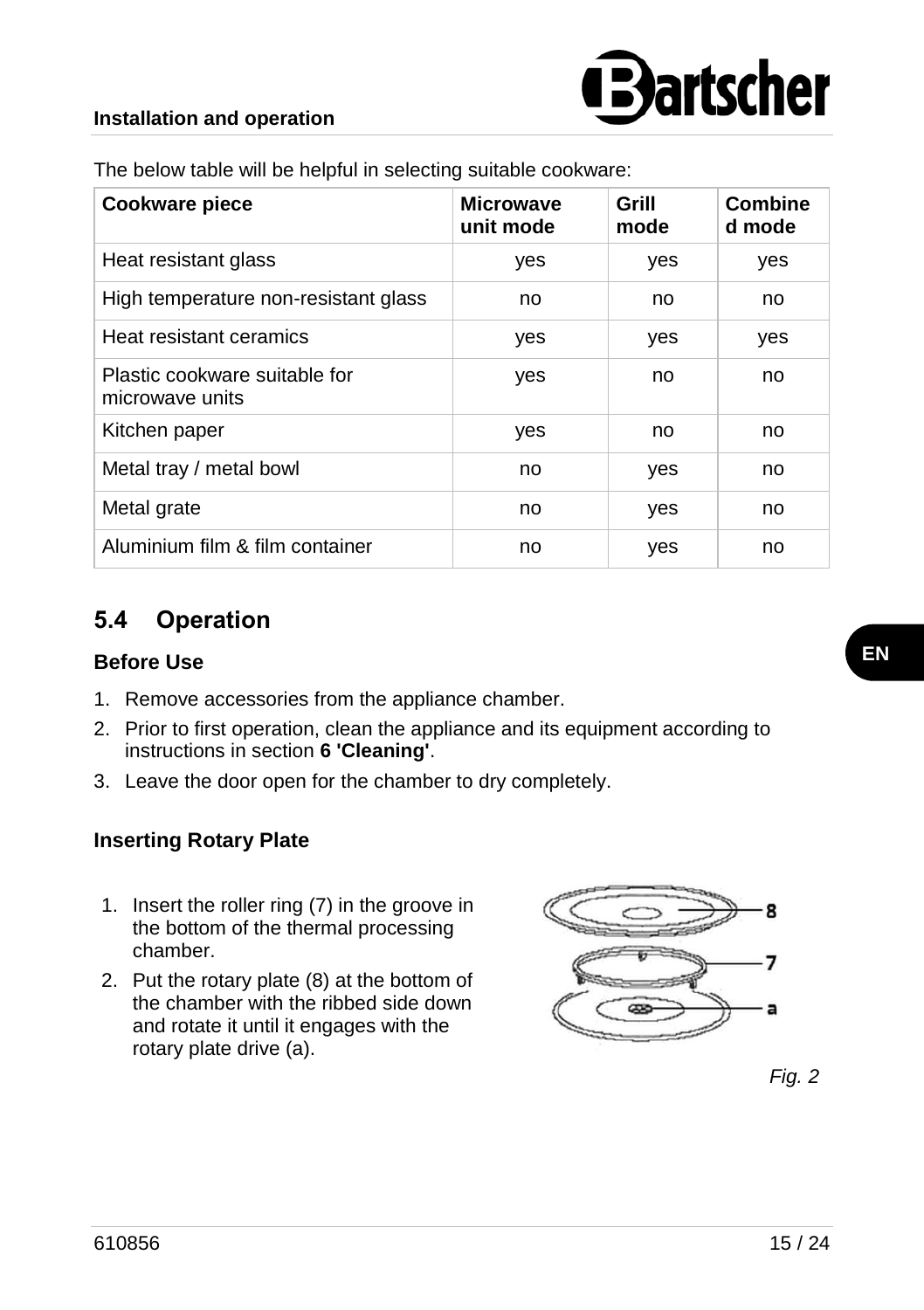The below table will be helpful in selecting suitable cookware:

| Cookware piece | Microwave unit mode | Grill mode | Combined mode |
|---|---|---|---|
| Heat resistant glass | yes | yes | yes |
| High temperature non-resistant glass | no | no | no |
| Heat resistant ceramics | yes | yes | yes |
| Plastic cookware suitable for microwave units | yes | no | no |
| Kitchen paper | yes | no | no |
| Metal tray / metal bowl | no | yes | no |
| Metal grate | no | yes | no |
| Aluminium film & film container | no | yes | no |

## 5.4 Operation

### Before Use

1. Remove accessories from the appliance chamber.
2. Prior to first operation, clean the appliance and its equipment according to instructions in section **6 'Cleaning'**.
3. Leave the door open for the chamber to dry completely.

### Inserting Rotary Plate

1. Insert the roller ring (7) in the groove in the bottom of the thermal processing chamber.
2. Put the rotary plate (8) at the bottom of the chamber with the ribbed side down and rotate it until it engages with the rotary plate drive (a).

8

7

a

*Fig. 2*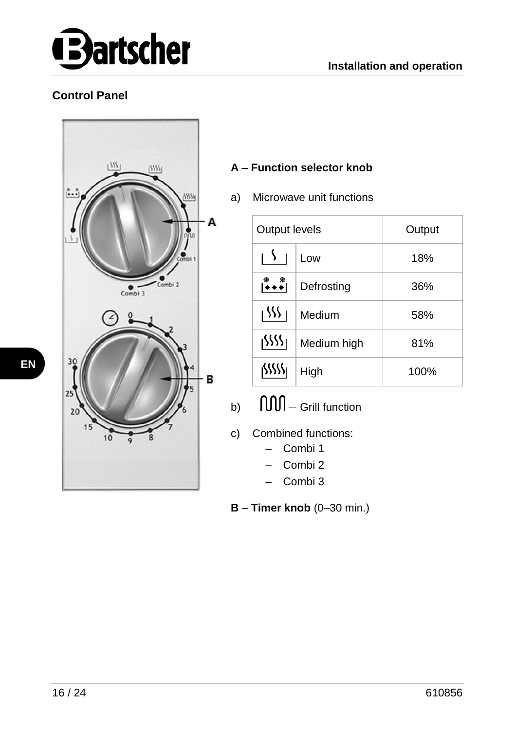## Control Panel

**A – Function selector knob**

a) Microwave unit functions

| Output levels | | Output |
|---|---|---|
| | Low | 18% |
| | Defrosting | 36% |
| | Medium | 58% |
| | Medium high | 81% |
| | High | 100% |

b) – Grill function

c) Combined functions:
- Combi 1
- Combi 2
- Combi 3

**B** – **Timer knob** (0–30 min.)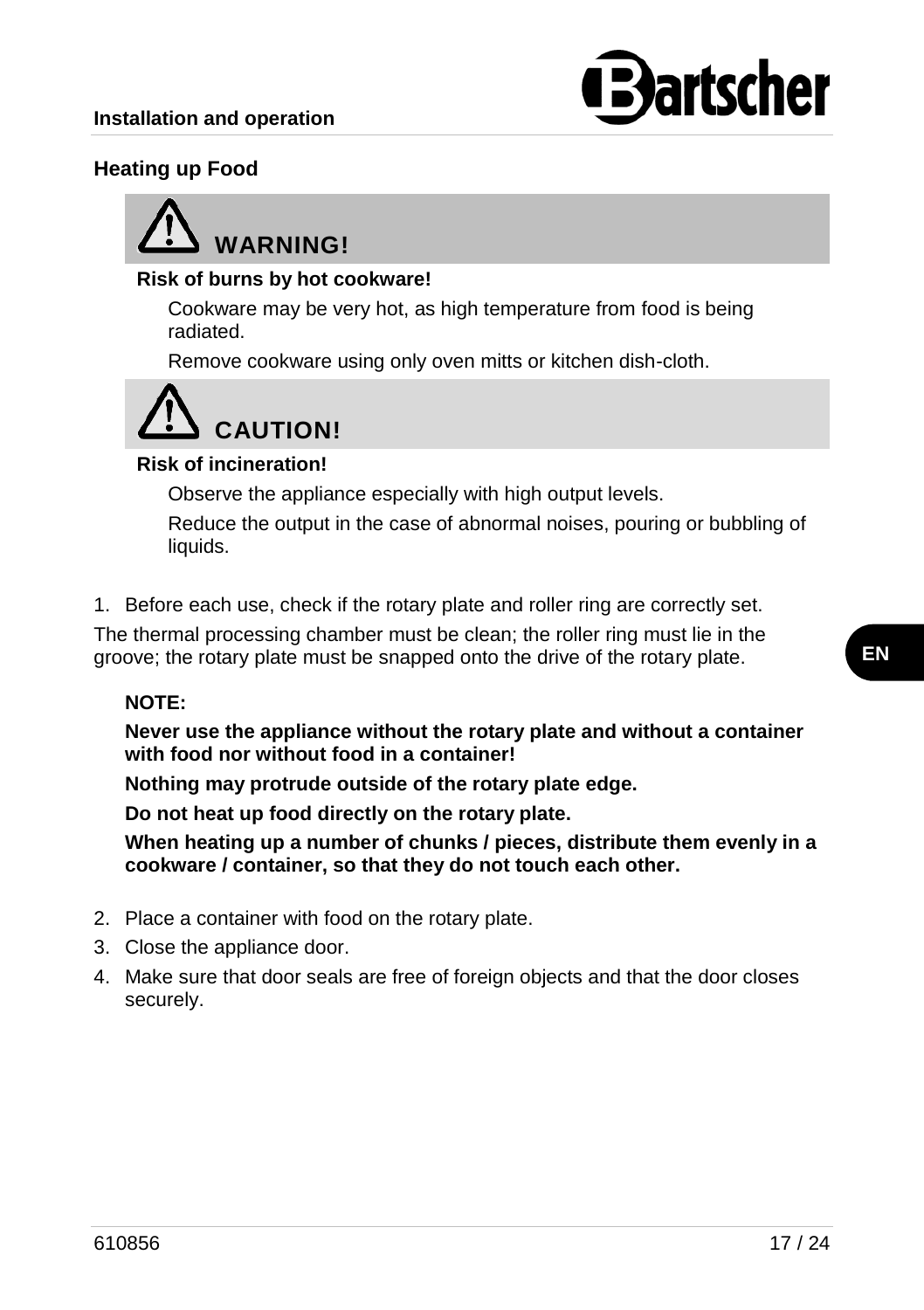## Heating up Food

**WARNING!**

**Risk of burns by hot cookware!**

Cookware may be very hot, as high temperature from food is being radiated.

Remove cookware using only oven mitts or kitchen dish-cloth.

**CAUTION!**

**Risk of incineration!**

Observe the appliance especially with high output levels.

Reduce the output in the case of abnormal noises, pouring or bubbling of liquids.

1. Before each use, check if the rotary plate and roller ring are correctly set.

The thermal processing chamber must be clean; the roller ring must lie in the groove; the rotary plate must be snapped onto the drive of the rotary plate.

**NOTE:**

**Never use the appliance without the rotary plate and without a container with food nor without food in a container!**

**Nothing may protrude outside of the rotary plate edge.**

**Do not heat up food directly on the rotary plate.**

**When heating up a number of chunks / pieces, distribute them evenly in a cookware / container, so that they do not touch each other.**

2. Place a container with food on the rotary plate.
3. Close the appliance door.
4. Make sure that door seals are free of foreign objects and that the door closes securely.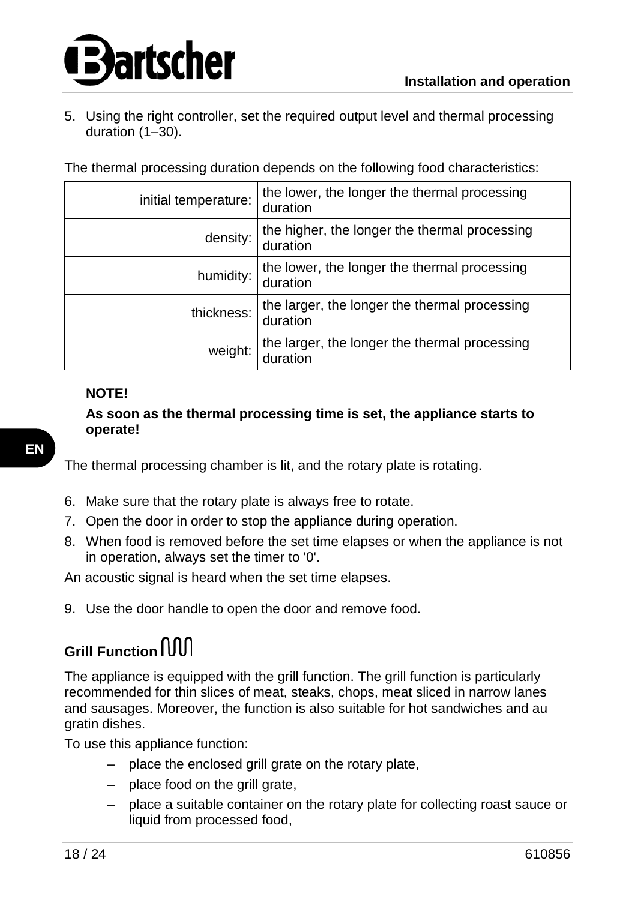5. Using the right controller, set the required output level and thermal processing duration (1–30).

The thermal processing duration depends on the following food characteristics:

| | |
|---|---|
| initial temperature: | the lower, the longer the thermal processing duration |
| density: | the higher, the longer the thermal processing duration |
| humidity: | the lower, the longer the thermal processing duration |
| thickness: | the larger, the longer the thermal processing duration |
| weight: | the larger, the longer the thermal processing duration |

**NOTE!**

**As soon as the thermal processing time is set, the appliance starts to operate!**

The thermal processing chamber is lit, and the rotary plate is rotating.

6. Make sure that the rotary plate is always free to rotate.
7. Open the door in order to stop the appliance during operation.
8. When food is removed before the set time elapses or when the appliance is not in operation, always set the timer to '0'.

An acoustic signal is heard when the set time elapses.

9. Use the door handle to open the door and remove food.

## Grill Function

The appliance is equipped with the grill function. The grill function is particularly recommended for thin slices of meat, steaks, chops, meat sliced in narrow lanes and sausages. Moreover, the function is also suitable for hot sandwiches and au gratin dishes.

To use this appliance function:

- place the enclosed grill grate on the rotary plate,
- place food on the grill grate,
- place a suitable container on the rotary plate for collecting roast sauce or liquid from processed food,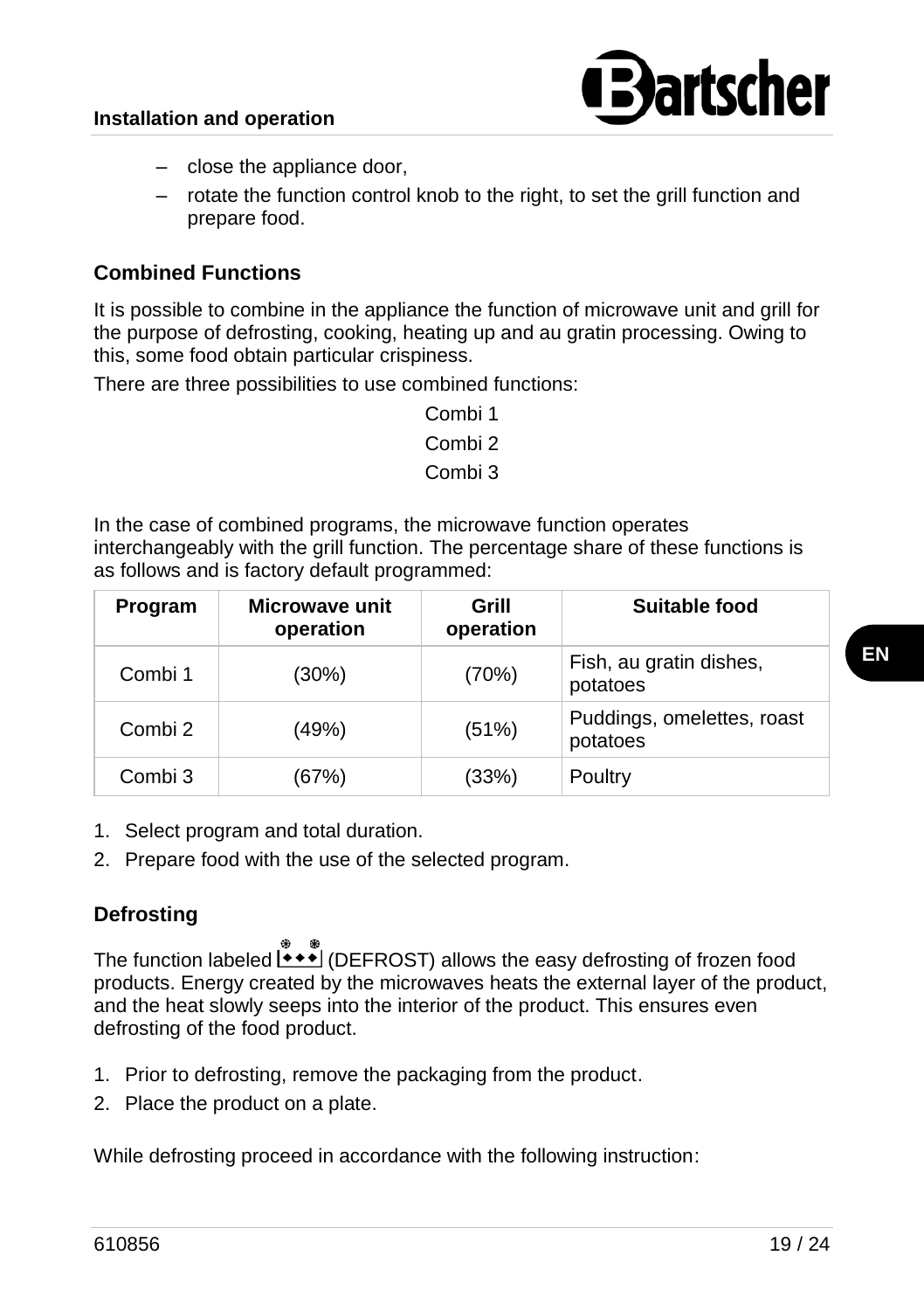– close the appliance door,
– rotate the function control knob to the right, to set the grill function and prepare food.

### Combined Functions

It is possible to combine in the appliance the function of microwave unit and grill for the purpose of defrosting, cooking, heating up and au gratin processing. Owing to this, some food obtain particular crispiness.

There are three possibilities to use combined functions:

Combi 1
Combi 2
Combi 3

In the case of combined programs, the microwave function operates interchangeably with the grill function. The percentage share of these functions is as follows and is factory default programmed:

| Program | Microwave unit operation | Grill operation | Suitable food |
|---|---|---|---|
| Combi 1 | (30%) | (70%) | Fish, au gratin dishes, potatoes |
| Combi 2 | (49%) | (51%) | Puddings, omelettes, roast potatoes |
| Combi 3 | (67%) | (33%) | Poultry |

1. Select program and total duration.
2. Prepare food with the use of the selected program.

### Defrosting

The function labeled (DEFROST) allows the easy defrosting of frozen food products. Energy created by the microwaves heats the external layer of the product, and the heat slowly seeps into the interior of the product. This ensures even defrosting of the food product.

1. Prior to defrosting, remove the packaging from the product.
2. Place the product on a plate.

While defrosting proceed in accordance with the following instruction: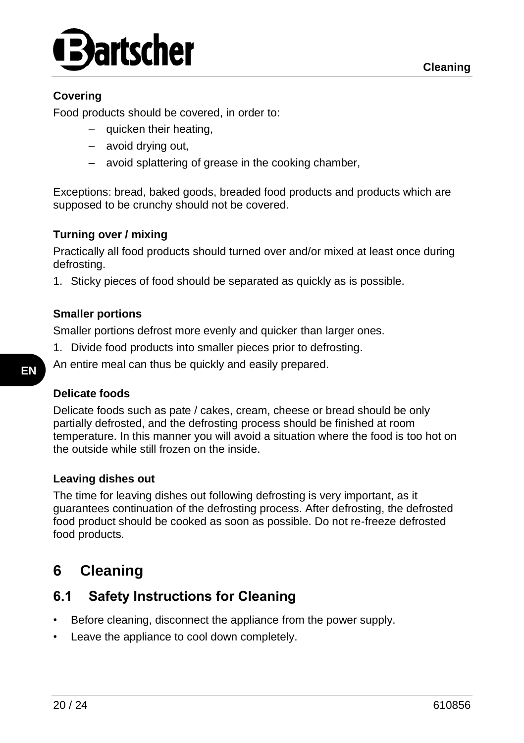### Covering

Food products should be covered, in order to:

- quicken their heating,
- avoid drying out,
- avoid splattering of grease in the cooking chamber,

Exceptions: bread, baked goods, breaded food products and products which are supposed to be crunchy should not be covered.

### Turning over / mixing

Practically all food products should turned over and/or mixed at least once during defrosting.

1. Sticky pieces of food should be separated as quickly as is possible.

### Smaller portions

Smaller portions defrost more evenly and quicker than larger ones.

1. Divide food products into smaller pieces prior to defrosting.

An entire meal can thus be quickly and easily prepared.

### Delicate foods

Delicate foods such as pate / cakes, cream, cheese or bread should be only partially defrosted, and the defrosting process should be finished at room temperature. In this manner you will avoid a situation where the food is too hot on the outside while still frozen on the inside.

### Leaving dishes out

The time for leaving dishes out following defrosting is very important, as it guarantees continuation of the defrosting process. After defrosting, the defrosted food product should be cooked as soon as possible. Do not re-freeze defrosted food products.

# 6 Cleaning

## 6.1 Safety Instructions for Cleaning

- Before cleaning, disconnect the appliance from the power supply.
- Leave the appliance to cool down completely.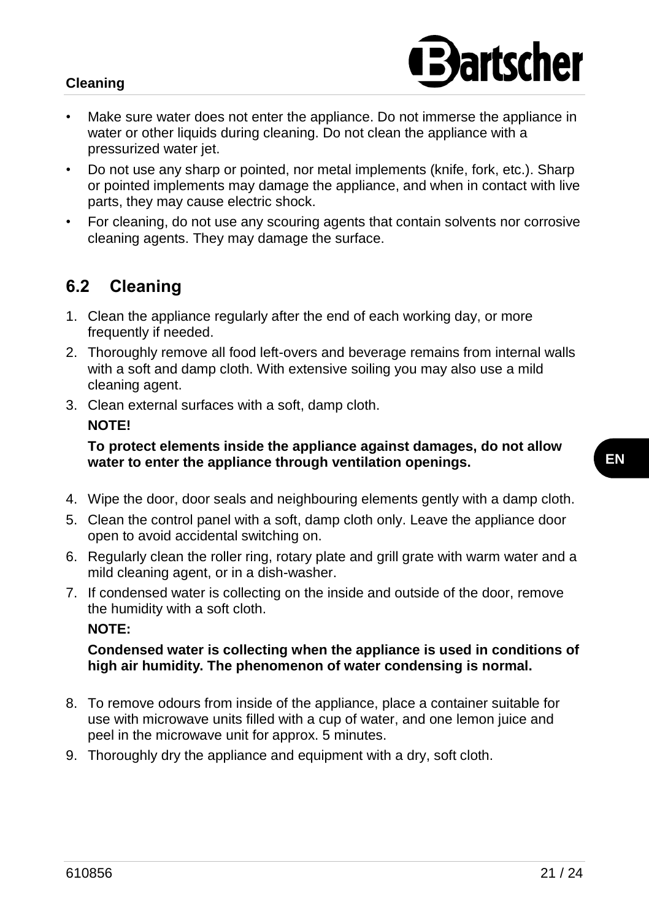- Make sure water does not enter the appliance. Do not immerse the appliance in water or other liquids during cleaning. Do not clean the appliance with a pressurized water jet.
- Do not use any sharp or pointed, nor metal implements (knife, fork, etc.). Sharp or pointed implements may damage the appliance, and when in contact with live parts, they may cause electric shock.
- For cleaning, do not use any scouring agents that contain solvents nor corrosive cleaning agents. They may damage the surface.

## 6.2 Cleaning

1. Clean the appliance regularly after the end of each working day, or more frequently if needed.
2. Thoroughly remove all food left-overs and beverage remains from internal walls with a soft and damp cloth. With extensive soiling you may also use a mild cleaning agent.
3. Clean external surfaces with a soft, damp cloth.

   **NOTE!**

   **To protect elements inside the appliance against damages, do not allow water to enter the appliance through ventilation openings.**

4. Wipe the door, door seals and neighbouring elements gently with a damp cloth.
5. Clean the control panel with a soft, damp cloth only. Leave the appliance door open to avoid accidental switching on.
6. Regularly clean the roller ring, rotary plate and grill grate with warm water and a mild cleaning agent, or in a dish-washer.
7. If condensed water is collecting on the inside and outside of the door, remove the humidity with a soft cloth.

   **NOTE:**

   **Condensed water is collecting when the appliance is used in conditions of high air humidity. The phenomenon of water condensing is normal.**

8. To remove odours from inside of the appliance, place a container suitable for use with microwave units filled with a cup of water, and one lemon juice and peel in the microwave unit for approx. 5 minutes.
9. Thoroughly dry the appliance and equipment with a dry, soft cloth.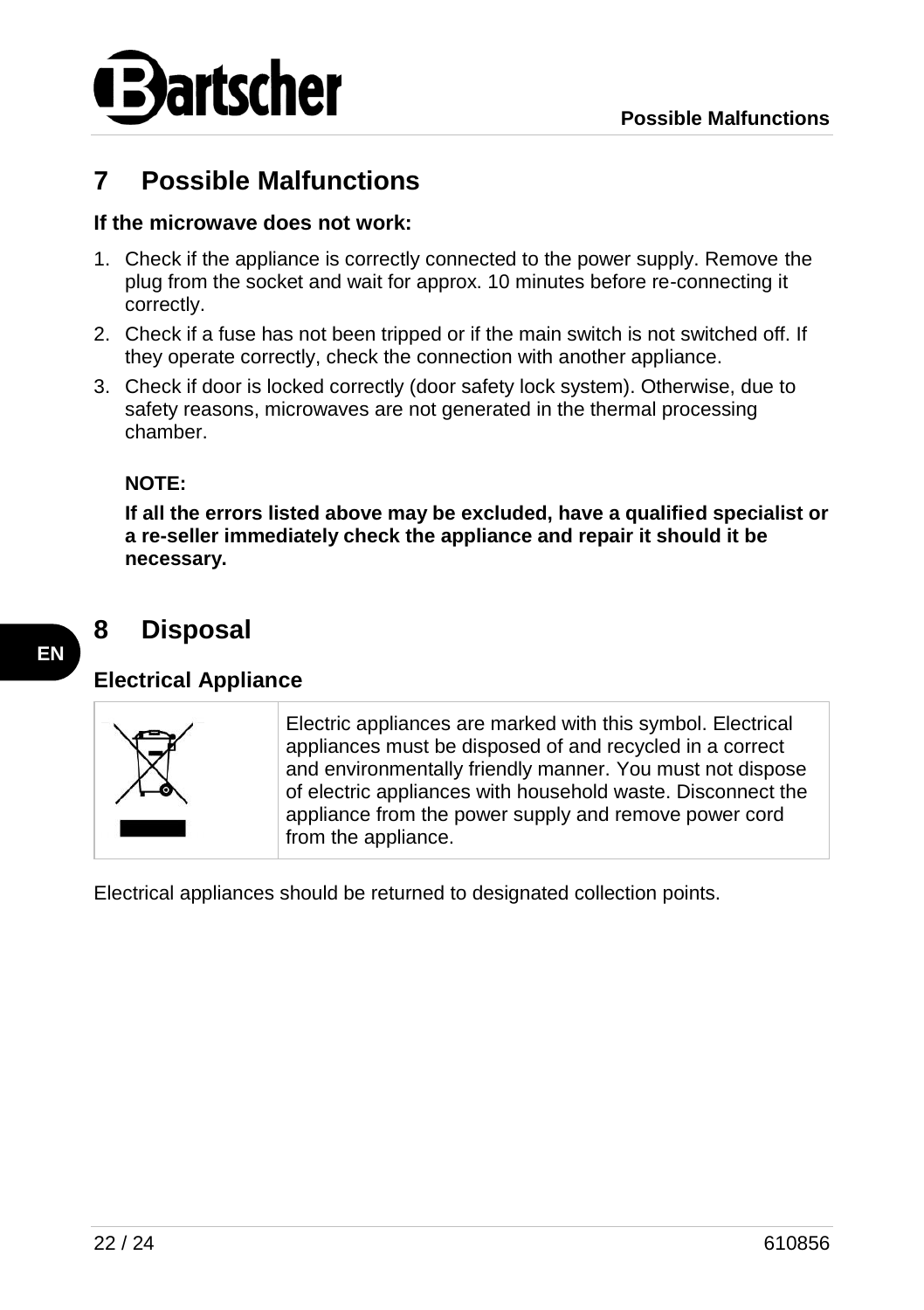# 7 Possible Malfunctions

**If the microwave does not work:**

1. Check if the appliance is correctly connected to the power supply. Remove the plug from the socket and wait for approx. 10 minutes before re-connecting it correctly.
2. Check if a fuse has not been tripped or if the main switch is not switched off. If they operate correctly, check the connection with another appliance.
3. Check if door is locked correctly (door safety lock system). Otherwise, due to safety reasons, microwaves are not generated in the thermal processing chamber.

**NOTE:**

**If all the errors listed above may be excluded, have a qualified specialist or a re-seller immediately check the appliance and repair it should it be necessary.**

# 8 Disposal

## Electrical Appliance

| | |
|---|---|
| | Electric appliances are marked with this symbol. Electrical appliances must be disposed of and recycled in a correct and environmentally friendly manner. You must not dispose of electric appliances with household waste. Disconnect the appliance from the power supply and remove power cord from the appliance. |

Electrical appliances should be returned to designated collection points.